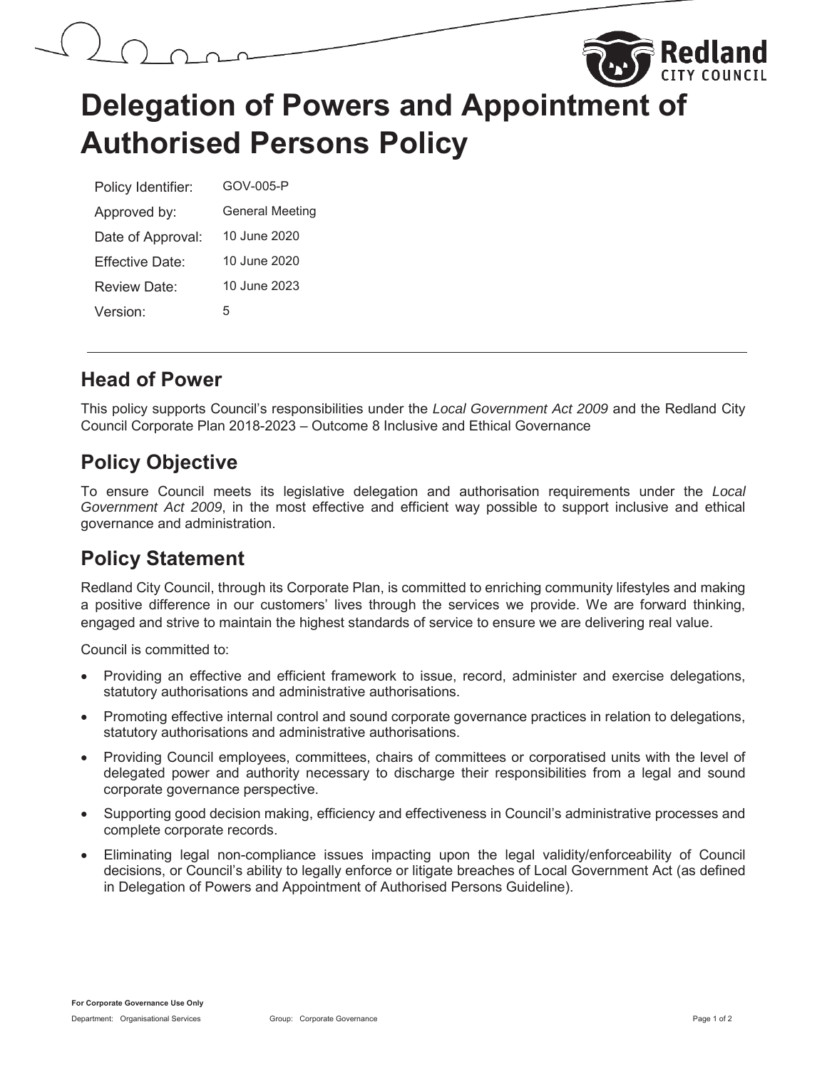# Delegation of Powers and Appointment of Authorised Persons Policy

| | |
|---|---|
| Policy Identifier: | GOV-005-P |
| Approved by: | General Meeting |
| Date of Approval: | 10 June 2020 |
| Effective Date: | 10 June 2020 |
| Review Date: | 10 June 2023 |
| Version: | 5 |

## Head of Power

This policy supports Council's responsibilities under the *Local Government Act 2009* and the Redland City Council Corporate Plan 2018-2023 – Outcome 8 Inclusive and Ethical Governance

## Policy Objective

To ensure Council meets its legislative delegation and authorisation requirements under the *Local Government Act 2009*, in the most effective and efficient way possible to support inclusive and ethical governance and administration.

## Policy Statement

Redland City Council, through its Corporate Plan, is committed to enriching community lifestyles and making a positive difference in our customers' lives through the services we provide. We are forward thinking, engaged and strive to maintain the highest standards of service to ensure we are delivering real value.

Council is committed to:

- Providing an effective and efficient framework to issue, record, administer and exercise delegations, statutory authorisations and administrative authorisations.
- Promoting effective internal control and sound corporate governance practices in relation to delegations, statutory authorisations and administrative authorisations.
- Providing Council employees, committees, chairs of committees or corporatised units with the level of delegated power and authority necessary to discharge their responsibilities from a legal and sound corporate governance perspective.
- Supporting good decision making, efficiency and effectiveness in Council's administrative processes and complete corporate records.
- Eliminating legal non-compliance issues impacting upon the legal validity/enforceability of Council decisions, or Council's ability to legally enforce or litigate breaches of Local Government Act (as defined in Delegation of Powers and Appointment of Authorised Persons Guideline).

**For Corporate Governance Use Only**

Department: Organisational Services Group: Corporate Governance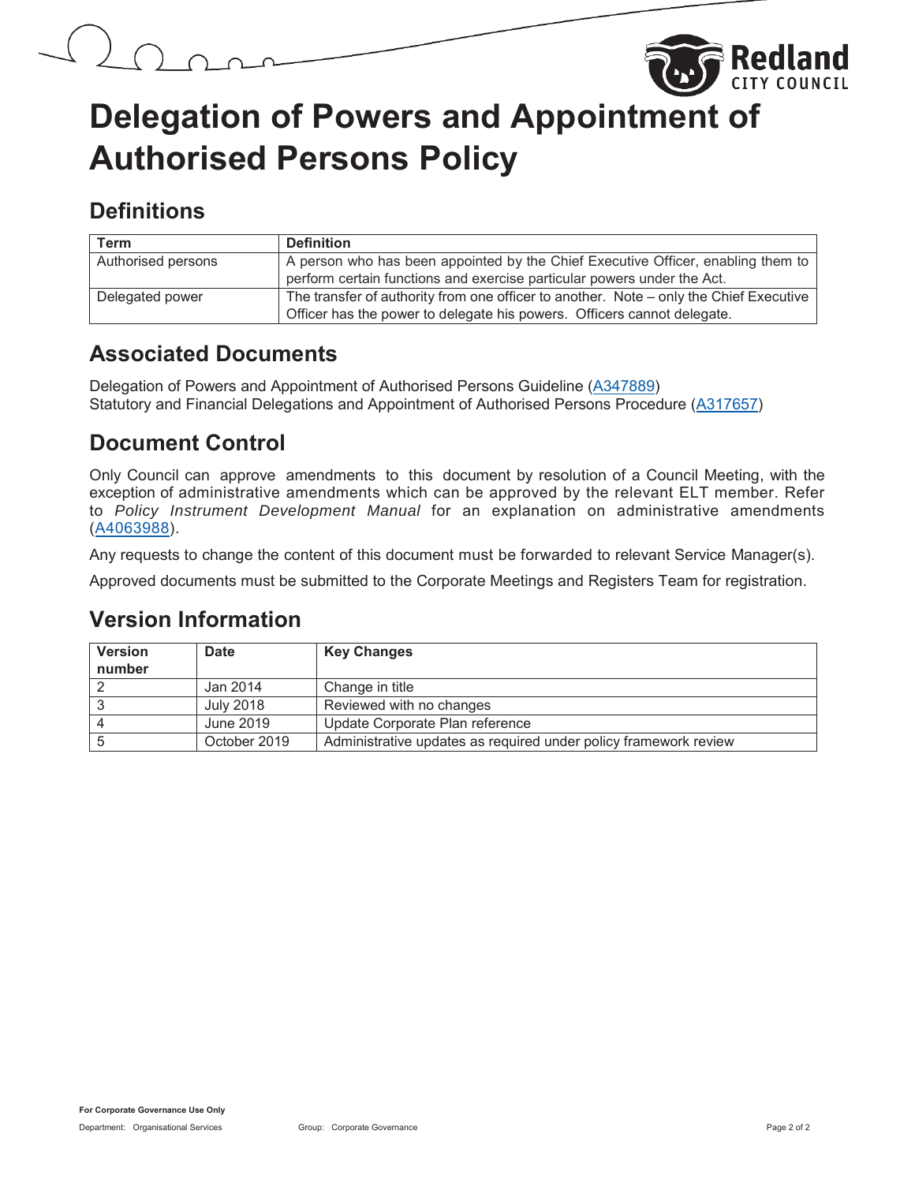# Delegation of Powers and Appointment of Authorised Persons Policy

## Definitions

| Term | Definition |
|---|---|
| Authorised persons | A person who has been appointed by the Chief Executive Officer, enabling them to perform certain functions and exercise particular powers under the Act. |
| Delegated power | The transfer of authority from one officer to another. Note – only the Chief Executive Officer has the power to delegate his powers. Officers cannot delegate. |

## Associated Documents

Delegation of Powers and Appointment of Authorised Persons Guideline (A347889)
Statutory and Financial Delegations and Appointment of Authorised Persons Procedure (A317657)

## Document Control

Only Council can approve amendments to this document by resolution of a Council Meeting, with the exception of administrative amendments which can be approved by the relevant ELT member. Refer to *Policy Instrument Development Manual* for an explanation on administrative amendments (A4063988).

Any requests to change the content of this document must be forwarded to relevant Service Manager(s).

Approved documents must be submitted to the Corporate Meetings and Registers Team for registration.

## Version Information

| Version number | Date | Key Changes |
|---|---|---|
| 2 | Jan 2014 | Change in title |
| 3 | July 2018 | Reviewed with no changes |
| 4 | June 2019 | Update Corporate Plan reference |
| 5 | October 2019 | Administrative updates as required under policy framework review |

**For Corporate Governance Use Only**

Department: Organisational Services  Group: Corporate Governance